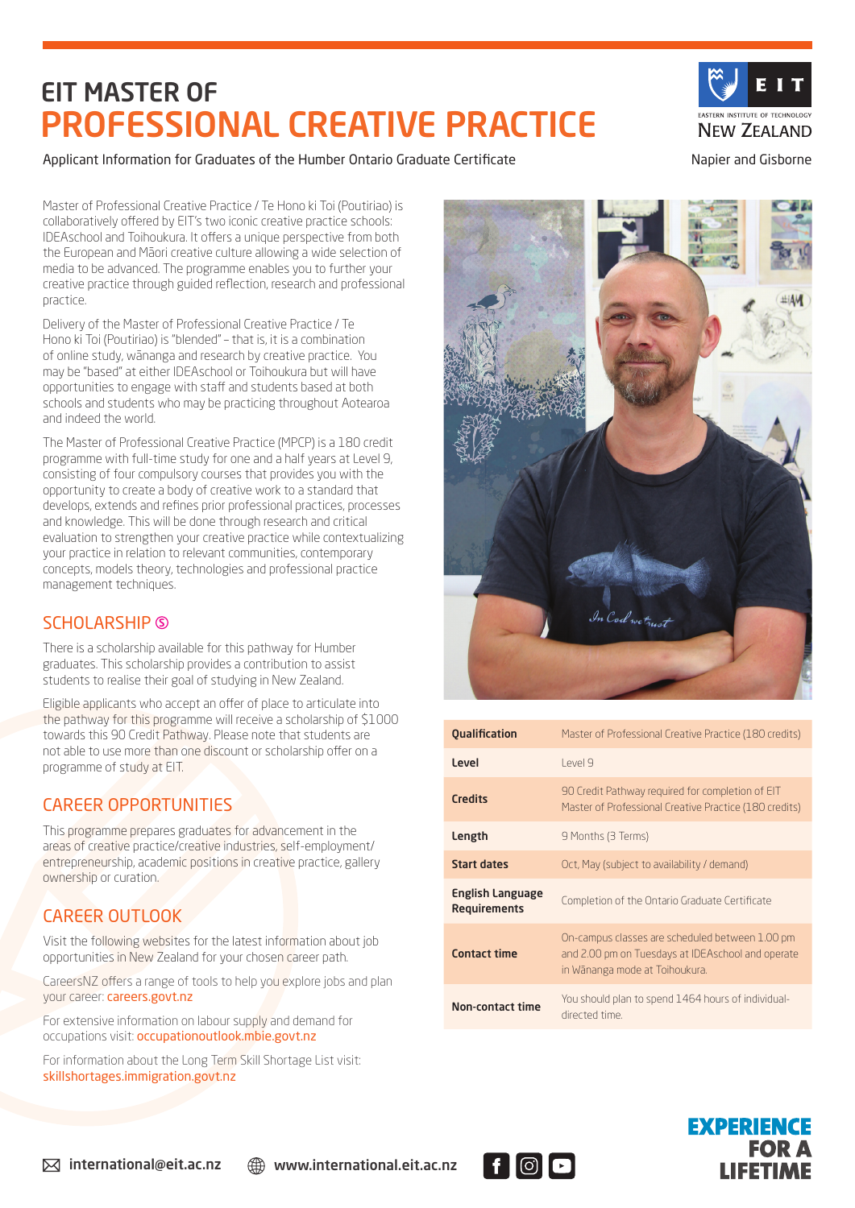# EIT MASTER OF PROFESSIONAL CREATIVE PRACTICE

Applicant Information for Graduates of the Humber Ontario Graduate Certificate

EIT Eastern Institute of Technology New Zealand

Napier and Gisborne

Master of Professional Creative Practice / Te Hono ki Toi (Poutiriao) is collaboratively offered by EIT's two iconic creative practice schools: IDEAschool and Toihoukura. It offers a unique perspective from both the European and Māori creative culture allowing a wide selection of media to be advanced. The programme enables you to further your creative practice through guided reflection, research and professional practice.

Delivery of the Master of Professional Creative Practice / Te Hono ki Toi (Poutiriao) is "blended" – that is, it is a combination of online study, wānanga and research by creative practice. You may be "based" at either IDEAschool or Toihoukura but will have opportunities to engage with staff and students based at both schools and students who may be practicing throughout Aotearoa and indeed the world.

The Master of Professional Creative Practice (MPCP) is a 180 credit programme with full-time study for one and a half years at Level 9, consisting of four compulsory courses that provides you with the opportunity to create a body of creative work to a standard that develops, extends and refines prior professional practices, processes and knowledge. This will be done through research and critical evaluation to strengthen your creative practice while contextualizing your practice in relation to relevant communities, contemporary concepts, models theory, technologies and professional practice management techniques.

## SCHOLARSHIP Ⓢ

There is a scholarship available for this pathway for Humber graduates. This scholarship provides a contribution to assist students to realise their goal of studying in New Zealand.

Eligible applicants who accept an offer of place to articulate into the pathway for this programme will receive a scholarship of $1000 towards this 90 Credit Pathway. Please note that students are not able to use more than one discount or scholarship offer on a programme of study at EIT.

## CAREER OPPORTUNITIES

This programme prepares graduates for advancement in the areas of creative practice/creative industries, self-employment/entrepreneurship, academic positions in creative practice, gallery ownership or curation.

## CAREER OUTLOOK

Visit the following websites for the latest information about job opportunities in New Zealand for your chosen career path.

CareersNZ offers a range of tools to help you explore jobs and plan your career: careers.govt.nz

For extensive information on labour supply and demand for occupations visit: occupationoutlook.mbie.govt.nz

For information about the Long Term Skill Shortage List visit: skillshortages.immigration.govt.nz

| | |
|---|---|
| **Qualification** | Master of Professional Creative Practice (180 credits) |
| **Level** | Level 9 |
| **Credits** | 90 Credit Pathway required for completion of EIT Master of Professional Creative Practice (180 credits) |
| **Length** | 9 Months (3 Terms) |
| **Start dates** | Oct, May (subject to availability / demand) |
| **English Language Requirements** | Completion of the Ontario Graduate Certificate |
| **Contact time** | On-campus classes are scheduled between 1.00 pm and 2.00 pm on Tuesdays at IDEAschool and operate in Wānanga mode at Toihoukura. |
| **Non-contact time** | You should plan to spend 1464 hours of individual-directed time. |

international@eit.ac.nz www.international.eit.ac.nz

EXPERIENCE FOR A LIFETIME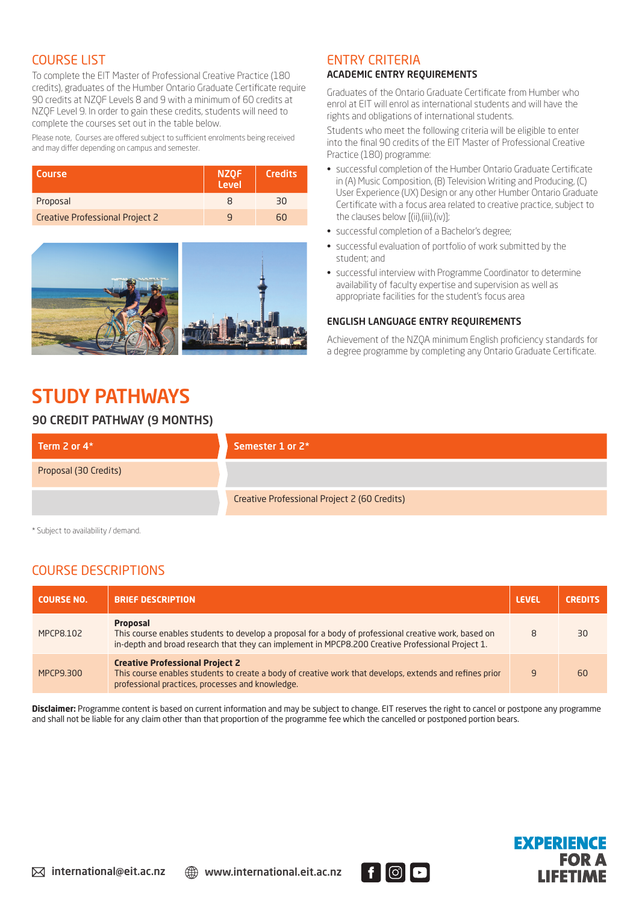## COURSE LIST

To complete the EIT Master of Professional Creative Practice (180 credits), graduates of the Humber Ontario Graduate Certificate require 90 credits at NZQF Levels 8 and 9 with a minimum of 60 credits at NZQF Level 9. In order to gain these credits, students will need to complete the courses set out in the table below.

Please note, Courses are offered subject to sufficient enrolments being received and may differ depending on campus and semester.

| Course | NZQF Level | Credits |
|---|---|---|
| Proposal | 8 | 30 |
| Creative Professional Project 2 | 9 | 60 |

## ENTRY CRITERIA

### ACADEMIC ENTRY REQUIREMENTS

Graduates of the Ontario Graduate Certificate from Humber who enrol at EIT will enrol as international students and will have the rights and obligations of international students.

Students who meet the following criteria will be eligible to enter into the final 90 credits of the EIT Master of Professional Creative Practice (180) programme:

- successful completion of the Humber Ontario Graduate Certificate in (A) Music Composition, (B) Television Writing and Producing, (C) User Experience (UX) Design or any other Humber Ontario Graduate Certificate with a focus area related to creative practice, subject to the clauses below [(ii),(iii),(iv)];
- successful completion of a Bachelor's degree;
- successful evaluation of portfolio of work submitted by the student; and
- successful interview with Programme Coordinator to determine availability of faculty expertise and supervision as well as appropriate facilities for the student's focus area

### ENGLISH LANGUAGE ENTRY REQUIREMENTS

Achievement of the NZQA minimum English proficiency standards for a degree programme by completing any Ontario Graduate Certificate.

# STUDY PATHWAYS

### 90 CREDIT PATHWAY (9 MONTHS)

| Term 2 or 4* | Semester 1 or 2* |
|---|---|
| Proposal (30 Credits) | |
| | Creative Professional Project 2 (60 Credits) |

* Subject to availability / demand.

## COURSE DESCRIPTIONS

| COURSE NO. | BRIEF DESCRIPTION | LEVEL | CREDITS |
|---|---|---|---|
| MPCP8.102 | **Proposal**<br>This course enables students to develop a proposal for a body of professional creative work, based on in-depth and broad research that they can implement in MPCP8.200 Creative Professional Project 1. | 8 | 30 |
| MPCP9.300 | **Creative Professional Project 2**<br>This course enables students to create a body of creative work that develops, extends and refines prior professional practices, processes and knowledge. | 9 | 60 |

**Disclaimer:** Programme content is based on current information and may be subject to change. EIT reserves the right to cancel or postpone any programme and shall not be liable for any claim other than that proportion of the programme fee which the cancelled or postponed portion bears.

international@eit.ac.nz www.international.eit.ac.nz

EXPERIENCE FOR A LIFETIME